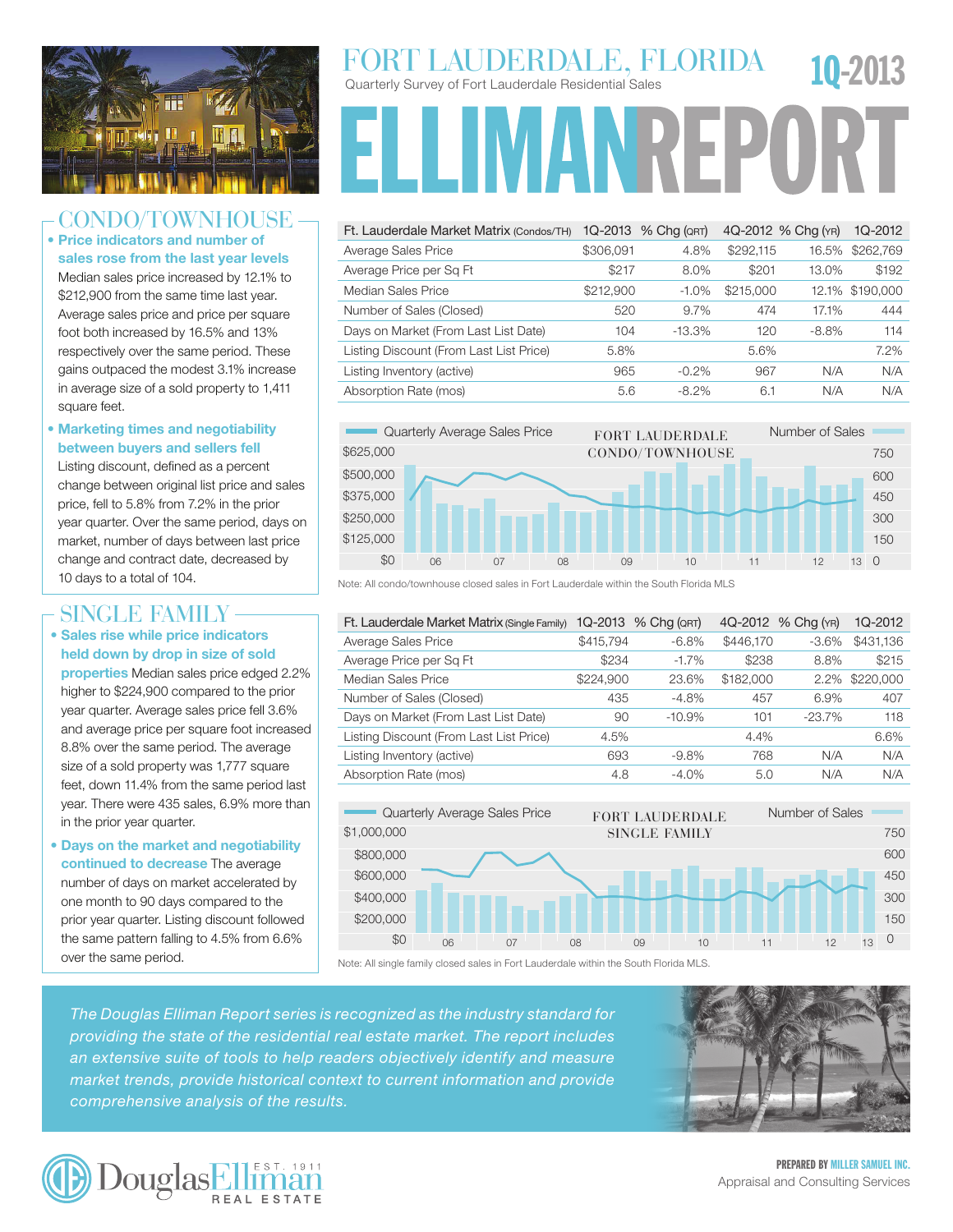# FORT LAUDERDALE, FLORIDA

Quarterly Survey of Fort Lauderdale Residential Sales

# 1Q-2013

# ELLIMANREPORT

## CONDO/TOWNHOUSE

- **Price indicators and number of sales rose from the last year levels** Median sales price increased by 12.1% to $212,900 from the same time last year. Average sales price and price per square foot both increased by 16.5% and 13% respectively over the same period. These gains outpaced the modest 3.1% increase in average size of a sold property to 1,411 square feet.
- **Marketing times and negotiability between buyers and sellers fell** Listing discount, defined as a percent change between original list price and sales price, fell to 5.8% from 7.2% in the prior year quarter. Over the same period, days on market, number of days between last price change and contract date, decreased by 10 days to a total of 104.

| Ft. Lauderdale Market Matrix (Condos/TH) | 1Q-2013 | % Chg (QRT) | 4Q-2012 | % Chg (YR) | 1Q-2012 |
|---|---|---|---|---|---|
| Average Sales Price | $306,091 | 4.8% | $292,115 | 16.5% | $262,769 |
| Average Price per Sq Ft | $217 | 8.0% | $201 | 13.0% | $192 |
| Median Sales Price | $212,900 | -1.0% | $215,000 | 12.1% | $190,000 |
| Number of Sales (Closed) | 520 | 9.7% | 474 | 17.1% | 444 |
| Days on Market (From Last List Date) | 104 | -13.3% | 120 | -8.8% | 114 |
| Listing Discount (From Last List Price) | 5.8% | | 5.6% | | 7.2% |
| Listing Inventory (active) | 965 | -0.2% | 967 | N/A | N/A |
| Absorption Rate (mos) | 5.6 | -8.2% | 6.1 | N/A | N/A |

FORT LAUDERDALE CONDO/TOWNHOUSE — Quarterly Average Sales Price / Number of Sales

Note: All condo/townhouse closed sales in Fort Lauderdale within the South Florida MLS

## SINGLE FAMILY

- **Sales rise while price indicators held down by drop in size of sold properties** Median sales price edged 2.2% higher to $224,900 compared to the prior year quarter. Average sales price fell 3.6% and average price per square foot increased 8.8% over the same period. The average size of a sold property was 1,777 square feet, down 11.4% from the same period last year. There were 435 sales, 6.9% more than in the prior year quarter.
- **Days on the market and negotiability continued to decrease** The average number of days on market accelerated by one month to 90 days compared to the prior year quarter. Listing discount followed the same pattern falling to 4.5% from 6.6% over the same period.

| Ft. Lauderdale Market Matrix (Single Family) | 1Q-2013 | % Chg (QRT) | 4Q-2012 | % Chg (YR) | 1Q-2012 |
|---|---|---|---|---|---|
| Average Sales Price | $415,794 | -6.8% | $446,170 | -3.6% | $431,136 |
| Average Price per Sq Ft | $234 | -1.7% | $238 | 8.8% | $215 |
| Median Sales Price | $224,900 | 23.6% | $182,000 | 2.2% | $220,000 |
| Number of Sales (Closed) | 435 | -4.8% | 457 | 6.9% | 407 |
| Days on Market (From Last List Date) | 90 | -10.9% | 101 | -23.7% | 118 |
| Listing Discount (From Last List Price) | 4.5% | | 4.4% | | 6.6% |
| Listing Inventory (active) | 693 | -9.8% | 768 | N/A | N/A |
| Absorption Rate (mos) | 4.8 | -4.0% | 5.0 | N/A | N/A |

FORT LAUDERDALE SINGLE FAMILY — Quarterly Average Sales Price / Number of Sales

Note: All single family closed sales in Fort Lauderdale within the South Florida MLS.

*The Douglas Elliman Report series is recognized as the industry standard for providing the state of the residential real estate market. The report includes an extensive suite of tools to help readers objectively identify and measure market trends, provide historical context to current information and provide comprehensive analysis of the results.*

Douglas Elliman Real Estate — Est. 1911

**PREPARED BY MILLER SAMUEL INC.**
Appraisal and Consulting Services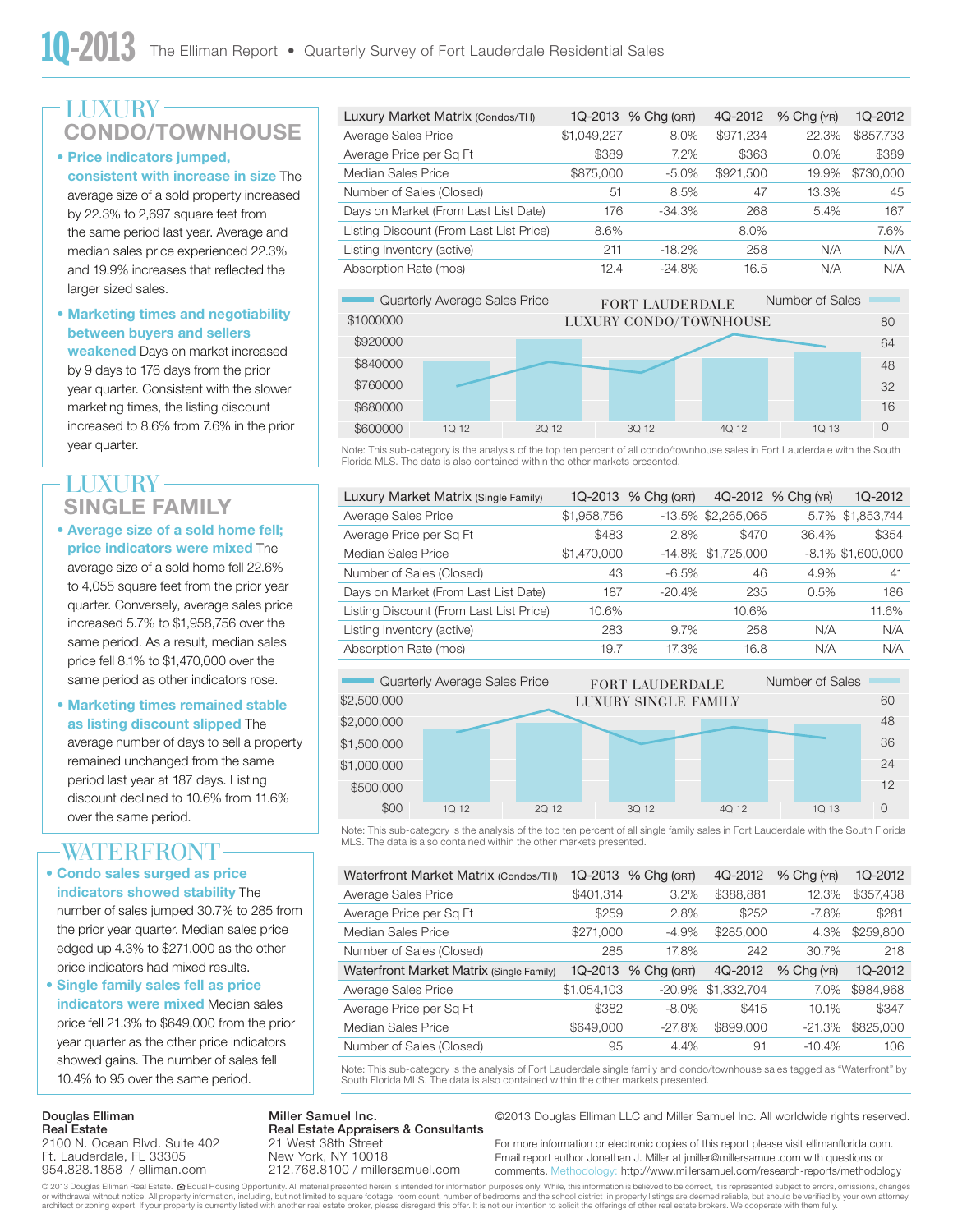# 1Q-2013 The Elliman Report • Quarterly Survey of Fort Lauderdale Residential Sales

## LUXURY CONDO/TOWNHOUSE

- **Price indicators jumped, consistent with increase in size** The average size of a sold property increased by 22.3% to 2,697 square feet from the same period last year. Average and median sales price experienced 22.3% and 19.9% increases that reflected the larger sized sales.
- **Marketing times and negotiability between buyers and sellers weakened** Days on market increased by 9 days to 176 days from the prior year quarter. Consistent with the slower marketing times, the listing discount increased to 8.6% from 7.6% in the prior year quarter.

| Luxury Market Matrix (Condos/TH) | 1Q-2013 | % Chg (QRT) | 4Q-2012 | % Chg (YR) | 1Q-2012 |
|---|---|---|---|---|---|
| Average Sales Price | $1,049,227 | 8.0% | $971,234 | 22.3% | $857,733 |
| Average Price per Sq Ft | $389 | 7.2% | $363 | 0.0% | $389 |
| Median Sales Price | $875,000 | -5.0% | $921,500 | 19.9% | $730,000 |
| Number of Sales (Closed) | 51 | 8.5% | 47 | 13.3% | 45 |
| Days on Market (From Last List Date) | 176 | -34.3% | 268 | 5.4% | 167 |
| Listing Discount (From Last List Price) | 8.6% | | 8.0% | | 7.6% |
| Listing Inventory (active) | 211 | -18.2% | 258 | N/A | N/A |
| Absorption Rate (mos) | 12.4 | -24.8% | 16.5 | N/A | N/A |

Quarterly Average Sales Price
FORT LAUDERDALE LUXURY CONDO/TOWNHOUSE
Number of Sales
$1000000, $920000, $840000, $760000, $680000, $600000
80, 64, 48, 32, 16, 0
1Q 12, 2Q 12, 3Q 12, 4Q 12, 1Q 13

Note: This sub-category is the analysis of the top ten percent of all condo/townhouse sales in Fort Lauderdale with the South Florida MLS. The data is also contained within the other markets presented.

## LUXURY SINGLE FAMILY

- **Average size of a sold home fell; price indicators were mixed** The average size of a sold home fell 22.6% to 4,055 square feet from the prior year quarter. Conversely, average sales price increased 5.7% to $1,958,756 over the same period. As a result, median sales price fell 8.1% to $1,470,000 over the same period as other indicators rose.
- **Marketing times remained stable as listing discount slipped** The average number of days to sell a property remained unchanged from the same period last year at 187 days. Listing discount declined to 10.6% from 11.6% over the same period.

| Luxury Market Matrix (Single Family) | 1Q-2013 | % Chg (QRT) | 4Q-2012 | % Chg (YR) | 1Q-2012 |
|---|---|---|---|---|---|
| Average Sales Price | $1,958,756 | -13.5% | $2,265,065 | 5.7% | $1,853,744 |
| Average Price per Sq Ft | $483 | 2.8% | $470 | 36.4% | $354 |
| Median Sales Price | $1,470,000 | -14.8% | $1,725,000 | -8.1% | $1,600,000 |
| Number of Sales (Closed) | 43 | -6.5% | 46 | 4.9% | 41 |
| Days on Market (From Last List Date) | 187 | -20.4% | 235 | 0.5% | 186 |
| Listing Discount (From Last List Price) | 10.6% | | 10.6% | | 11.6% |
| Listing Inventory (active) | 283 | 9.7% | 258 | N/A | N/A |
| Absorption Rate (mos) | 19.7 | 17.3% | 16.8 | N/A | N/A |

Quarterly Average Sales Price
FORT LAUDERDALE LUXURY SINGLE FAMILY
Number of Sales
$2,500,000, $2,000,000, $1,500,000, $1,000,000, $500,000, $00
60, 48, 36, 24, 12, 0
1Q 12, 2Q 12, 3Q 12, 4Q 12, 1Q 13

Note: This sub-category is the analysis of the top ten percent of all single family sales in Fort Lauderdale with the South Florida MLS. The data is also contained within the other markets presented.

## WATERFRONT

- **Condo sales surged as price indicators showed stability** The number of sales jumped 30.7% to 285 from the prior year quarter. Median sales price edged up 4.3% to $271,000 as the other price indicators had mixed results.
- **Single family sales fell as price indicators were mixed** Median sales price fell 21.3% to $649,000 from the prior year quarter as the other price indicators showed gains. The number of sales fell 10.4% to 95 over the same period.

| Waterfront Market Matrix (Condos/TH) | 1Q-2013 | % Chg (QRT) | 4Q-2012 | % Chg (YR) | 1Q-2012 |
|---|---|---|---|---|---|
| Average Sales Price | $401,314 | 3.2% | $388,881 | 12.3% | $357,438 |
| Average Price per Sq Ft | $259 | 2.8% | $252 | -7.8% | $281 |
| Median Sales Price | $271,000 | -4.9% | $285,000 | 4.3% | $259,800 |
| Number of Sales (Closed) | 285 | 17.8% | 242 | 30.7% | 218 |
| **Waterfront Market Matrix (Single Family)** | **1Q-2013** | **% Chg (QRT)** | **4Q-2012** | **% Chg (YR)** | **1Q-2012** |
| Average Sales Price | $1,054,103 | -20.9% | $1,332,704 | 7.0% | $984,968 |
| Average Price per Sq Ft | $382 | -8.0% | $415 | 10.1% | $347 |
| Median Sales Price | $649,000 | -27.8% | $899,000 | -21.3% | $825,000 |
| Number of Sales (Closed) | 95 | 4.4% | 91 | -10.4% | 106 |

Note: This sub-category is the analysis of Fort Lauderdale single family and condo/townhouse sales tagged as "Waterfront" by South Florida MLS. The data is also contained within the other markets presented.

**Douglas Elliman Real Estate**
2100 N. Ocean Blvd. Suite 402
Ft. Lauderdale, FL 33305
954.828.1858 / elliman.com

**Miller Samuel Inc. Real Estate Appraisers & Consultants**
21 West 38th Street
New York, NY 10018
212.768.8100 / millersamuel.com

©2013 Douglas Elliman LLC and Miller Samuel Inc. All worldwide rights reserved.

For more information or electronic copies of this report please visit ellimanflorida.com. Email report author Jonathan J. Miller at jmiller@millersamuel.com with questions or comments. Methodology: http://www.millersamuel.com/research-reports/methodology

© 2013 Douglas Elliman Real Estate. Equal Housing Opportunity. All material presented herein is intended for information purposes only. While, this information is believed to be correct, it is represented subject to errors, omissions, changes or withdrawal without notice. All property information, including, but not limited to square footage, room count, number of bedrooms and the school district in property listings are deemed reliable, but should be verified by your own attorney, architect or zoning expert. If your property is currently listed with another real estate broker, please disregard this offer. It is not our intention to solicit the offerings of other real estate brokers. We cooperate with them fully.